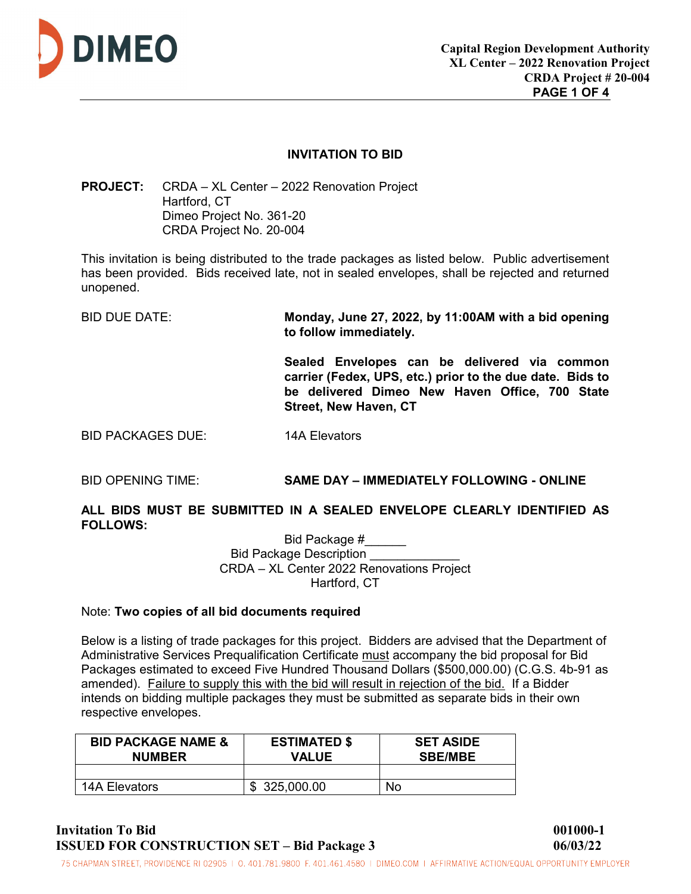# INVITATION TO BID

**PROJECT:** CRDA – XL Center – 2022 Renovation Project
Hartford, CT
Dimeo Project No. 361-20
CRDA Project No. 20-004

This invitation is being distributed to the trade packages as listed below. Public advertisement has been provided. Bids received late, not in sealed envelopes, shall be rejected and returned unopened.

BID DUE DATE: **Monday, June 27, 2022, by 11:00AM with a bid opening to follow immediately.**

**Sealed Envelopes can be delivered via common carrier (Fedex, UPS, etc.) prior to the due date. Bids to be delivered Dimeo New Haven Office, 700 State Street, New Haven, CT**

BID PACKAGES DUE: 14A Elevators

BID OPENING TIME: **SAME DAY – IMMEDIATELY FOLLOWING - ONLINE**

**ALL BIDS MUST BE SUBMITTED IN A SEALED ENVELOPE CLEARLY IDENTIFIED AS FOLLOWS:**

Bid Package #______
Bid Package Description _____________
CRDA – XL Center 2022 Renovations Project
Hartford, CT

Note: **Two copies of all bid documents required**

Below is a listing of trade packages for this project. Bidders are advised that the Department of Administrative Services Prequalification Certificate must accompany the bid proposal for Bid Packages estimated to exceed Five Hundred Thousand Dollars ($500,000.00) (C.G.S. 4b-91 as amended). Failure to supply this with the bid will result in rejection of the bid. If a Bidder intends on bidding multiple packages they must be submitted as separate bids in their own respective envelopes.

| BID PACKAGE NAME & NUMBER | ESTIMATED $ VALUE | SET ASIDE SBE/MBE |
|---|---|---|
| | | |
| 14A Elevators | $ 325,000.00 | No |

Invitation To Bid — 001000-1
ISSUED FOR CONSTRUCTION SET – Bid Package 3 — 06/03/22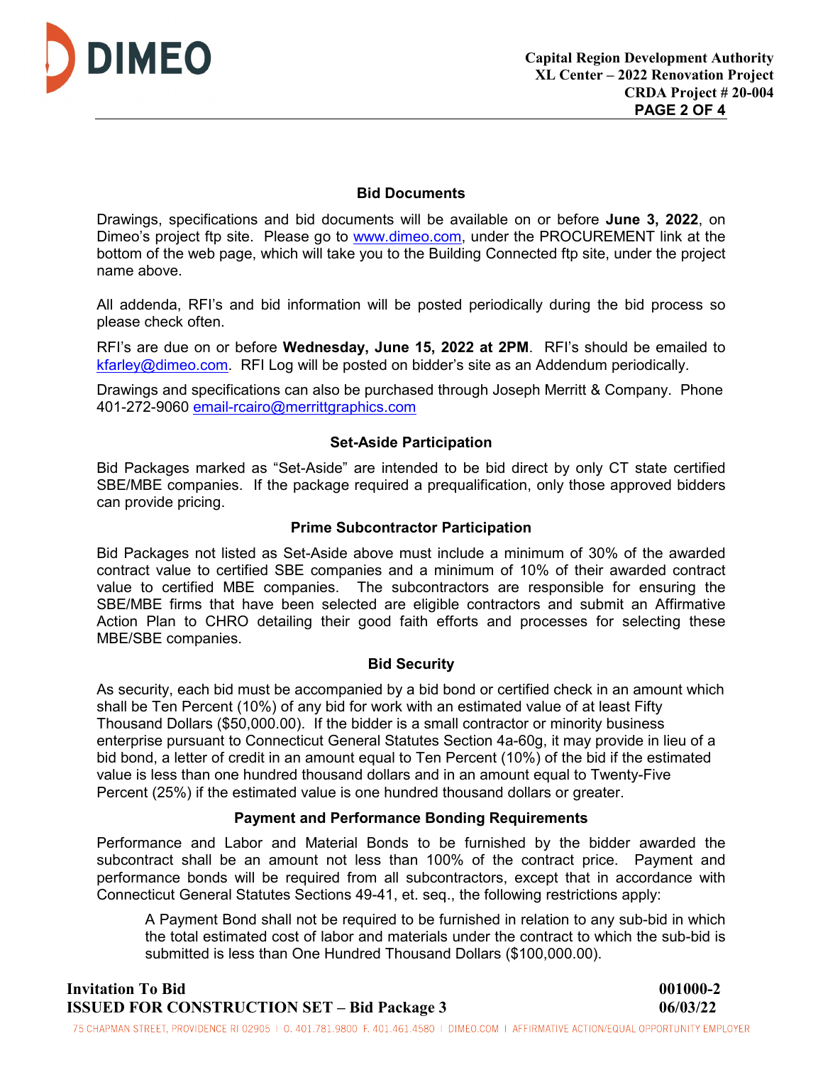## Bid Documents

Drawings, specifications and bid documents will be available on or before **June 3, 2022**, on Dimeo's project ftp site. Please go to www.dimeo.com, under the PROCUREMENT link at the bottom of the web page, which will take you to the Building Connected ftp site, under the project name above.

All addenda, RFI's and bid information will be posted periodically during the bid process so please check often.

RFI's are due on or before **Wednesday, June 15, 2022 at 2PM**. RFI's should be emailed to kfarley@dimeo.com. RFI Log will be posted on bidder's site as an Addendum periodically.

Drawings and specifications can also be purchased through Joseph Merritt & Company. Phone 401-272-9060 email-rcairo@merrittgraphics.com

## Set-Aside Participation

Bid Packages marked as "Set-Aside" are intended to be bid direct by only CT state certified SBE/MBE companies. If the package required a prequalification, only those approved bidders can provide pricing.

## Prime Subcontractor Participation

Bid Packages not listed as Set-Aside above must include a minimum of 30% of the awarded contract value to certified SBE companies and a minimum of 10% of their awarded contract value to certified MBE companies. The subcontractors are responsible for ensuring the SBE/MBE firms that have been selected are eligible contractors and submit an Affirmative Action Plan to CHRO detailing their good faith efforts and processes for selecting these MBE/SBE companies.

## Bid Security

As security, each bid must be accompanied by a bid bond or certified check in an amount which shall be Ten Percent (10%) of any bid for work with an estimated value of at least Fifty Thousand Dollars ($50,000.00). If the bidder is a small contractor or minority business enterprise pursuant to Connecticut General Statutes Section 4a-60g, it may provide in lieu of a bid bond, a letter of credit in an amount equal to Ten Percent (10%) of the bid if the estimated value is less than one hundred thousand dollars and in an amount equal to Twenty-Five Percent (25%) if the estimated value is one hundred thousand dollars or greater.

## Payment and Performance Bonding Requirements

Performance and Labor and Material Bonds to be furnished by the bidder awarded the subcontract shall be an amount not less than 100% of the contract price. Payment and performance bonds will be required from all subcontractors, except that in accordance with Connecticut General Statutes Sections 49-41, et. seq., the following restrictions apply:

> A Payment Bond shall not be required to be furnished in relation to any sub-bid in which the total estimated cost of labor and materials under the contract to which the sub-bid is submitted is less than One Hundred Thousand Dollars ($100,000.00).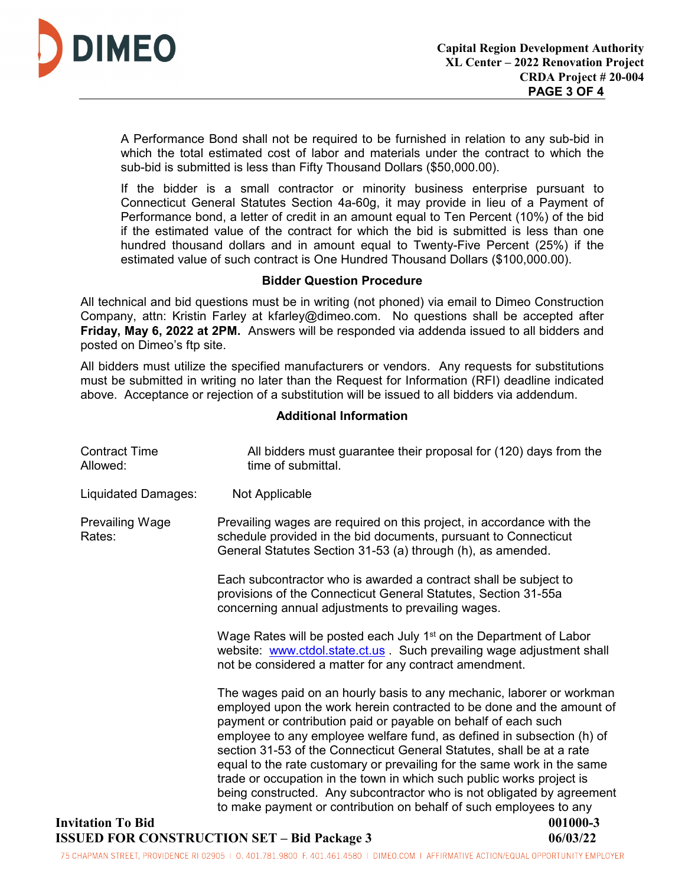A Performance Bond shall not be required to be furnished in relation to any sub-bid in which the total estimated cost of labor and materials under the contract to which the sub-bid is submitted is less than Fifty Thousand Dollars ($50,000.00).

If the bidder is a small contractor or minority business enterprise pursuant to Connecticut General Statutes Section 4a-60g, it may provide in lieu of a Payment of Performance bond, a letter of credit in an amount equal to Ten Percent (10%) of the bid if the estimated value of the contract for which the bid is submitted is less than one hundred thousand dollars and in amount equal to Twenty-Five Percent (25%) if the estimated value of such contract is One Hundred Thousand Dollars ($100,000.00).

### Bidder Question Procedure

All technical and bid questions must be in writing (not phoned) via email to Dimeo Construction Company, attn: Kristin Farley at kfarley@dimeo.com. No questions shall be accepted after **Friday, May 6, 2022 at 2PM.** Answers will be responded via addenda issued to all bidders and posted on Dimeo's ftp site.

All bidders must utilize the specified manufacturers or vendors. Any requests for substitutions must be submitted in writing no later than the Request for Information (RFI) deadline indicated above. Acceptance or rejection of a substitution will be issued to all bidders via addendum.

### Additional Information

Contract Time Allowed: All bidders must guarantee their proposal for (120) days from the time of submittal.

Liquidated Damages: Not Applicable

Prevailing Wage Rates: Prevailing wages are required on this project, in accordance with the schedule provided in the bid documents, pursuant to Connecticut General Statutes Section 31-53 (a) through (h), as amended.

Each subcontractor who is awarded a contract shall be subject to provisions of the Connecticut General Statutes, Section 31-55a concerning annual adjustments to prevailing wages.

Wage Rates will be posted each July 1st on the Department of Labor website: www.ctdol.state.ct.us . Such prevailing wage adjustment shall not be considered a matter for any contract amendment.

The wages paid on an hourly basis to any mechanic, laborer or workman employed upon the work herein contracted to be done and the amount of payment or contribution paid or payable on behalf of each such employee to any employee welfare fund, as defined in subsection (h) of section 31-53 of the Connecticut General Statutes, shall be at a rate equal to the rate customary or prevailing for the same work in the same trade or occupation in the town in which such public works project is being constructed. Any subcontractor who is not obligated by agreement to make payment or contribution on behalf of such employees to any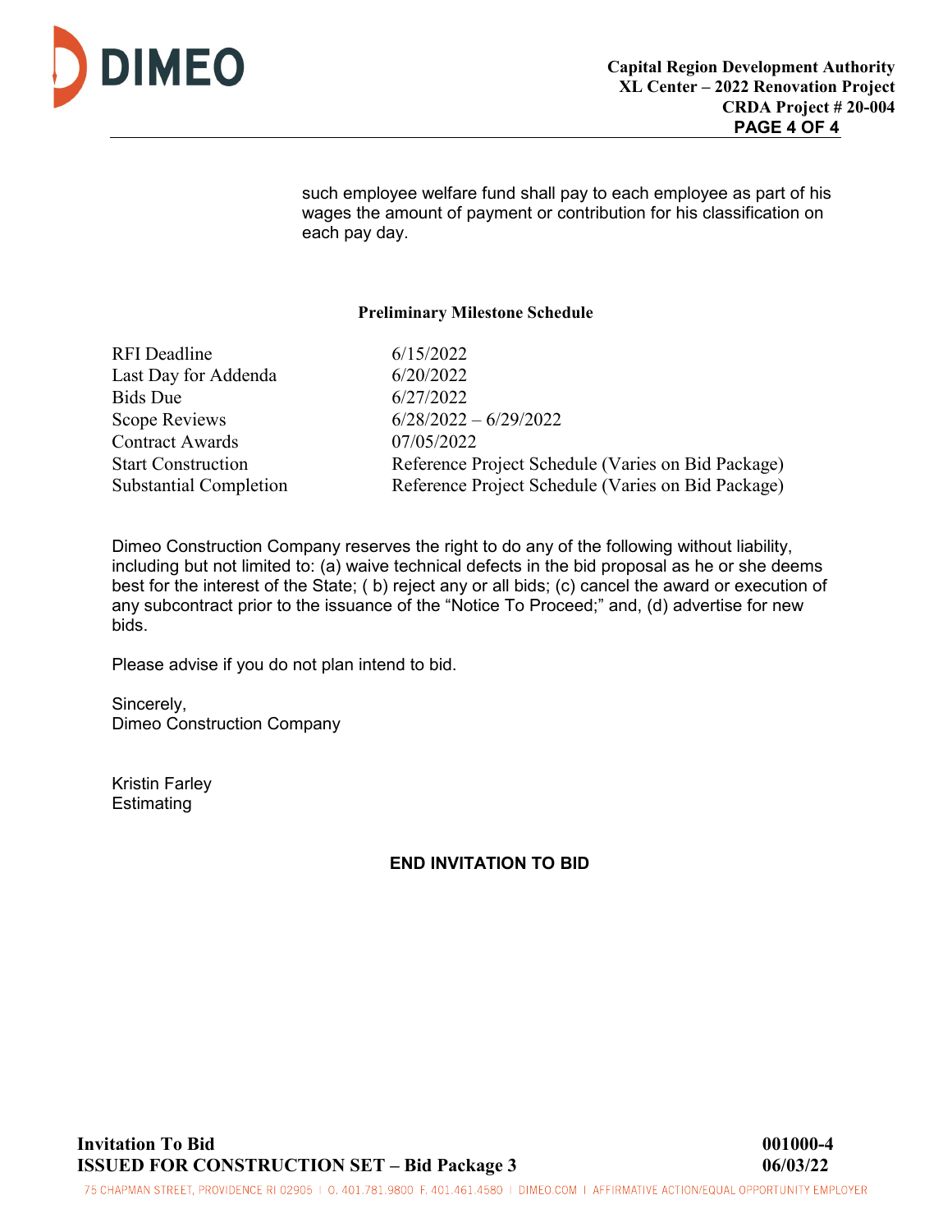such employee welfare fund shall pay to each employee as part of his wages the amount of payment or contribution for his classification on each pay day.

**Preliminary Milestone Schedule**

| | |
|---|---|
| RFI Deadline | 6/15/2022 |
| Last Day for Addenda | 6/20/2022 |
| Bids Due | 6/27/2022 |
| Scope Reviews | 6/28/2022 – 6/29/2022 |
| Contract Awards | 07/05/2022 |
| Start Construction | Reference Project Schedule (Varies on Bid Package) |
| Substantial Completion | Reference Project Schedule (Varies on Bid Package) |

Dimeo Construction Company reserves the right to do any of the following without liability, including but not limited to: (a) waive technical defects in the bid proposal as he or she deems best for the interest of the State; ( b) reject any or all bids; (c) cancel the award or execution of any subcontract prior to the issuance of the "Notice To Proceed;" and, (d) advertise for new bids.

Please advise if you do not plan intend to bid.

Sincerely,
Dimeo Construction Company

Kristin Farley
Estimating

**END INVITATION TO BID**